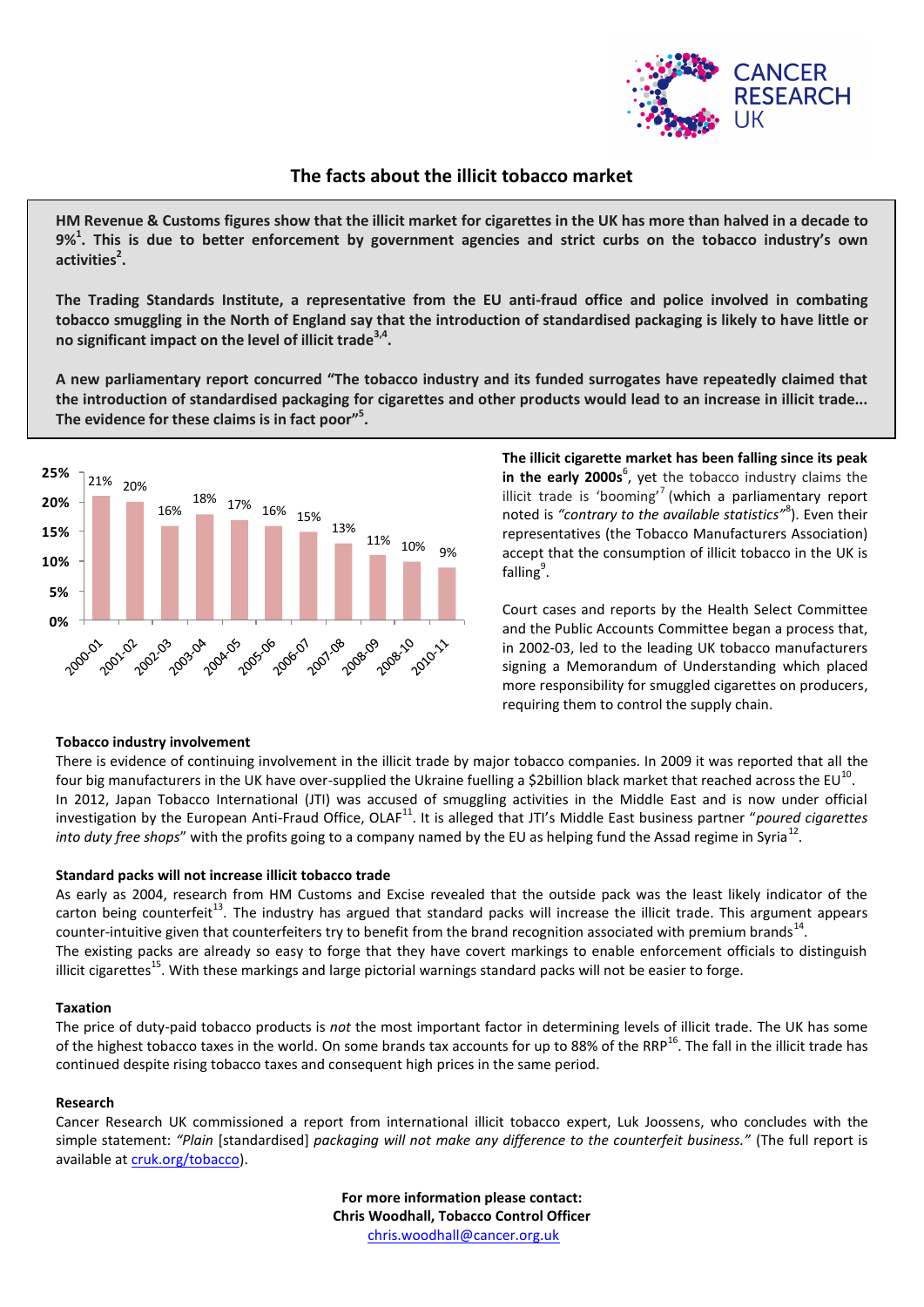CANCER RESEARCH UK

# The facts about the illicit tobacco market

**HM Revenue & Customs figures show that the illicit market for cigarettes in the UK has more than halved in a decade to 9%[1]. This is due to better enforcement by government agencies and strict curbs on the tobacco industry's own activities[2].**

**The Trading Standards Institute, a representative from the EU anti-fraud office and police involved in combating tobacco smuggling in the North of England say that the introduction of standardised packaging is likely to have little or no significant impact on the level of illicit trade[3,4].**

**A new parliamentary report concurred "The tobacco industry and its funded surrogates have repeatedly claimed that the introduction of standardised packaging for cigarettes and other products would lead to an increase in illicit trade... The evidence for these claims is in fact poor"[5].**

| Year | Illicit market share |
|---|---|
| 2000-01 | 21% |
| 2001-02 | 20% |
| 2002-03 | 16% |
| 2003-04 | 18% |
| 2004-05 | 17% |
| 2005-06 | 16% |
| 2006-07 | 15% |
| 2007-08 | 13% |
| 2008-09 | 11% |
| 2008-10 | 10% |
| 2010-11 | 9% |

**The illicit cigarette market has been falling since its peak in the early 2000s**[6], yet the tobacco industry claims the illicit trade is 'booming'[7] (which a parliamentary report noted is *"contrary to the available statistics"*[8]). Even their representatives (the Tobacco Manufacturers Association) accept that the consumption of illicit tobacco in the UK is falling[9].

Court cases and reports by the Health Select Committee and the Public Accounts Committee began a process that, in 2002-03, led to the leading UK tobacco manufacturers signing a Memorandum of Understanding which placed more responsibility for smuggled cigarettes on producers, requiring them to control the supply chain.

### Tobacco industry involvement

There is evidence of continuing involvement in the illicit trade by major tobacco companies. In 2009 it was reported that all the four big manufacturers in the UK have over-supplied the Ukraine fuelling a $2billion black market that reached across the EU[10].
In 2012, Japan Tobacco International (JTI) was accused of smuggling activities in the Middle East and is now under official investigation by the European Anti-Fraud Office, OLAF[11]. It is alleged that JTI's Middle East business partner "*poured cigarettes into duty free shops*" with the profits going to a company named by the EU as helping fund the Assad regime in Syria[12].

### Standard packs will not increase illicit tobacco trade

As early as 2004, research from HM Customs and Excise revealed that the outside pack was the least likely indicator of the carton being counterfeit[13]. The industry has argued that standard packs will increase the illicit trade. This argument appears counter-intuitive given that counterfeiters try to benefit from the brand recognition associated with premium brands[14].
The existing packs are already so easy to forge that they have covert markings to enable enforcement officials to distinguish illicit cigarettes[15]. With these markings and large pictorial warnings standard packs will not be easier to forge.

### Taxation

The price of duty-paid tobacco products is *not* the most important factor in determining levels of illicit trade. The UK has some of the highest tobacco taxes in the world. On some brands tax accounts for up to 88% of the RRP[16]. The fall in the illicit trade has continued despite rising tobacco taxes and consequent high prices in the same period.

### Research

Cancer Research UK commissioned a report from international illicit tobacco expert, Luk Joossens, who concludes with the simple statement: *"Plain* [standardised] *packaging will not make any difference to the counterfeit business."* (The full report is available at cruk.org/tobacco).

**For more information please contact:**
**Chris Woodhall, Tobacco Control Officer**
chris.woodhall@cancer.org.uk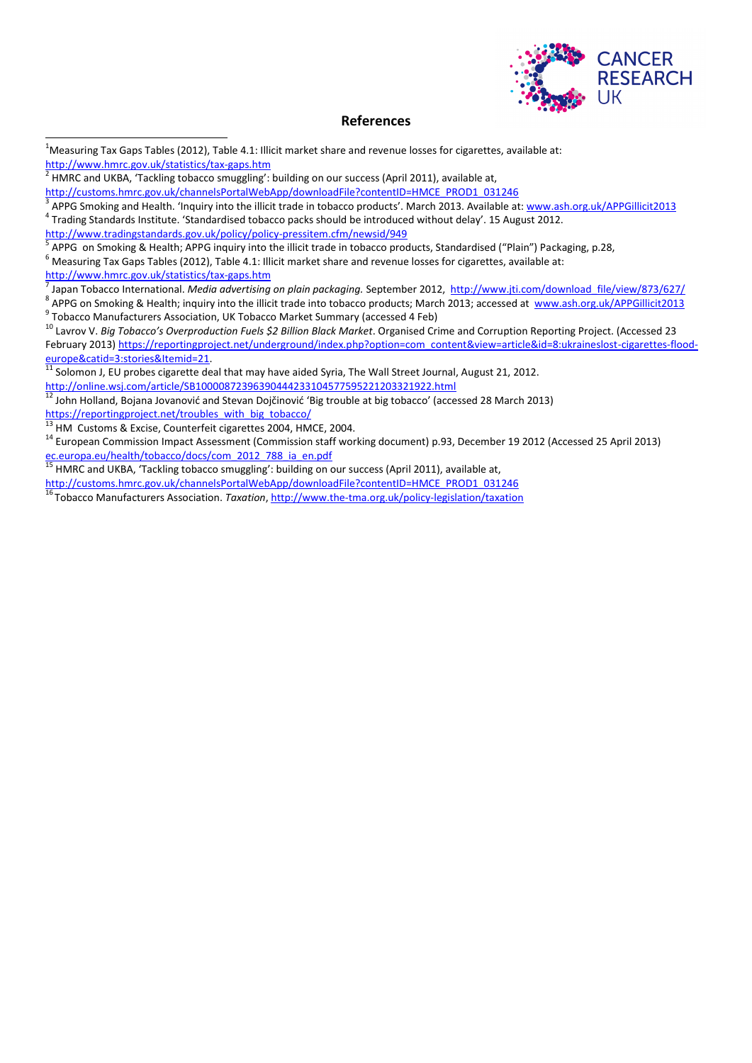## References

[1] Measuring Tax Gaps Tables (2012), Table 4.1: Illicit market share and revenue losses for cigarettes, available at: http://www.hmrc.gov.uk/statistics/tax-gaps.htm

[2] HMRC and UKBA, 'Tackling tobacco smuggling': building on our success (April 2011), available at, http://customs.hmrc.gov.uk/channelsPortalWebApp/downloadFile?contentID=HMCE_PROD1_031246

[3] APPG Smoking and Health. 'Inquiry into the illicit trade in tobacco products'. March 2013. Available at: www.ash.org.uk/APPGillicit2013

[4] Trading Standards Institute. 'Standardised tobacco packs should be introduced without delay'. 15 August 2012. http://www.tradingstandards.gov.uk/policy/policy-pressitem.cfm/newsid/949

[5] APPG on Smoking & Health; APPG inquiry into the illicit trade in tobacco products, Standardised ("Plain") Packaging, p.28,

[6] Measuring Tax Gaps Tables (2012), Table 4.1: Illicit market share and revenue losses for cigarettes, available at: http://www.hmrc.gov.uk/statistics/tax-gaps.htm

[7] Japan Tobacco International. *Media advertising on plain packaging.* September 2012, http://www.jti.com/download_file/view/873/627/

[8] APPG on Smoking & Health; inquiry into the illicit trade into tobacco products; March 2013; accessed at www.ash.org.uk/APPGillicit2013

[9] Tobacco Manufacturers Association, UK Tobacco Market Summary (accessed 4 Feb)

[10] Lavrov V. *Big Tobacco's Overproduction Fuels $2 Billion Black Market*. Organised Crime and Corruption Reporting Project. (Accessed 23 February 2013) https://reportingproject.net/underground/index.php?option=com_content&view=article&id=8:ukraineslost-cigarettes-flood-europe&catid=3:stories&Itemid=21.

[11] Solomon J, EU probes cigarette deal that may have aided Syria, The Wall Street Journal, August 21, 2012. http://online.wsj.com/article/SB10000872396390444233104577595221203321922.html

[12] John Holland, Bojana Jovanović and Stevan Dojčinović 'Big trouble at big tobacco' (accessed 28 March 2013) https://reportingproject.net/troubles_with_big_tobacco/

[13] HM Customs & Excise, Counterfeit cigarettes 2004, HMCE, 2004.

[14] European Commission Impact Assessment (Commission staff working document) p.93, December 19 2012 (Accessed 25 April 2013) ec.europa.eu/health/tobacco/docs/com_2012_788_ia_en.pdf

[15] HMRC and UKBA, 'Tackling tobacco smuggling': building on our success (April 2011), available at, http://customs.hmrc.gov.uk/channelsPortalWebApp/downloadFile?contentID=HMCE_PROD1_031246

[16] Tobacco Manufacturers Association. *Taxation*, http://www.the-tma.org.uk/policy-legislation/taxation